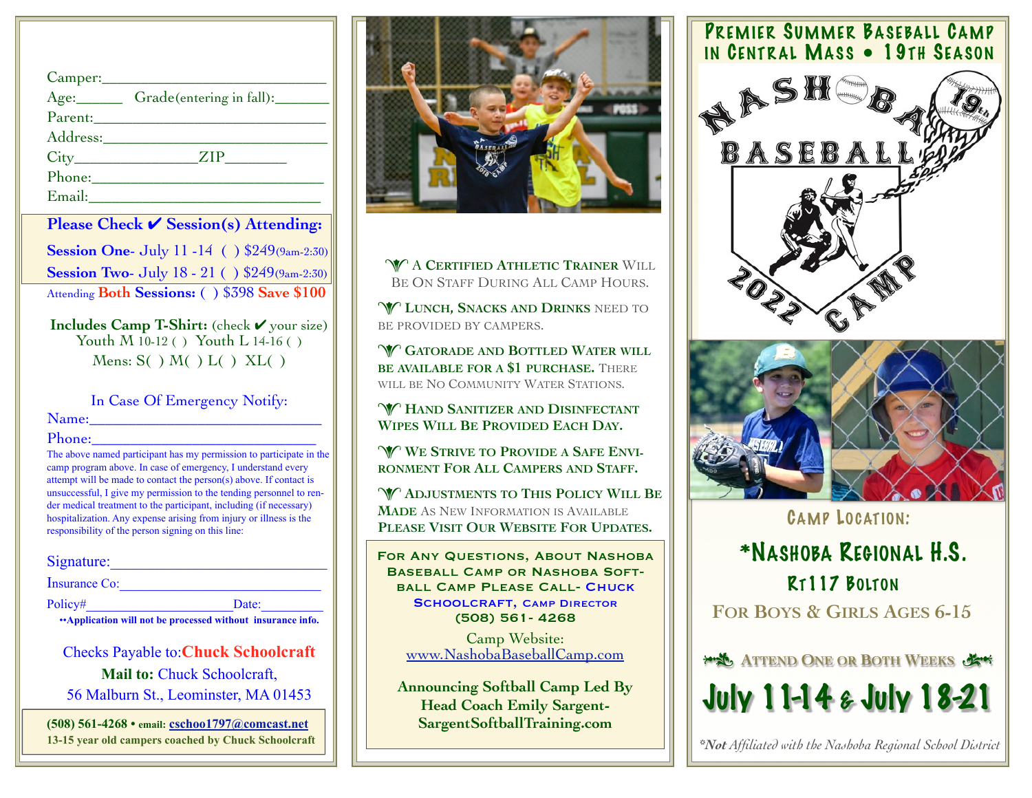Camper:______________________________

Age:______ Grade(entering in fall):_______

Parent:______________________________

Address:______________________________

City________________ZIP________

Phone:______________________________

Email:______________________________

**Please Check ✔ Session(s) Attending:**

**Session One**- July 11 -14 ( ) $249(9am-2:30)

**Session Two**- July 18 - 21 ( ) $249(9am-2:30)

Attending **Both Sessions:** ( ) $398 **Save $100**

**Includes Camp T-Shirt:** (check ✔ your size)
Youth M 10-12 ( ) Youth L 14-16 ( )
Mens: S( ) M( ) L( ) XL( )

In Case Of Emergency Notify:

Name:______________________________

Phone:______________________________

The above named participant has my permission to participate in the camp program above. In case of emergency, I understand every attempt will be made to contact the person(s) above. If contact is unsuccessful, I give my permission to the tending personnel to render medical treatment to the participant, including (if necessary) hospitalization. Any expense arising from injury or illness is the responsibility of the person signing on this line:

Signature:______________________________

Insurance Co:______________________________

Policy#______________________Date:__________

**••Application will not be processed without insurance info.**

Checks Payable to:**Chuck Schoolcraft**

**Mail to:** Chuck Schoolcraft,
56 Malburn St., Leominster, MA 01453

**(508) 561-4268 • email: cschoo1797@comcast.net**
**13-15 year old campers coached by Chuck Schoolcraft**

A CERTIFIED ATHLETIC TRAINER WILL BE ON STAFF DURING ALL CAMP HOURS.

**LUNCH, SNACKS AND DRINKS** NEED TO BE PROVIDED BY CAMPERS.

**GATORADE AND BOTTLED WATER WILL BE AVAILABLE FOR A $1 PURCHASE.** THERE WILL BE NO COMMUNITY WATER STATIONS.

**HAND SANITIZER AND DISINFECTANT WIPES WILL BE PROVIDED EACH DAY.**

**WE STRIVE TO PROVIDE A SAFE ENVIRONMENT FOR ALL CAMPERS AND STAFF.**

**ADJUSTMENTS TO THIS POLICY WILL BE MADE** AS NEW INFORMATION IS AVAILABLE **PLEASE VISIT OUR WEBSITE FOR UPDATES.**

**FOR ANY QUESTIONS, ABOUT NASHOBA BASEBALL CAMP OR NASHOBA SOFTBALL CAMP PLEASE CALL- CHUCK SCHOOLCRAFT, CAMP DIRECTOR (508) 561- 4268**

Camp Website:
www.NashobaBaseballCamp.com

**Announcing Softball Camp Led By Head Coach Emily Sargent-SargentSoftballTraining.com**

# PREMIER SUMMER BASEBALL CAMP IN CENTRAL MASS • 19TH SEASON

NASHOBA BASEBALL 2022 CAMP 19th

## CAMP LOCATION:

## *NASHOBA REGIONAL H.S.

### RT117 BOLTON

**FOR BOYS & GIRLS AGES 6-15**

**ATTEND ONE OR BOTH WEEKS**

# July 11-14 & July 18-21

*\*Not Affiliated with the Nashoba Regional School District*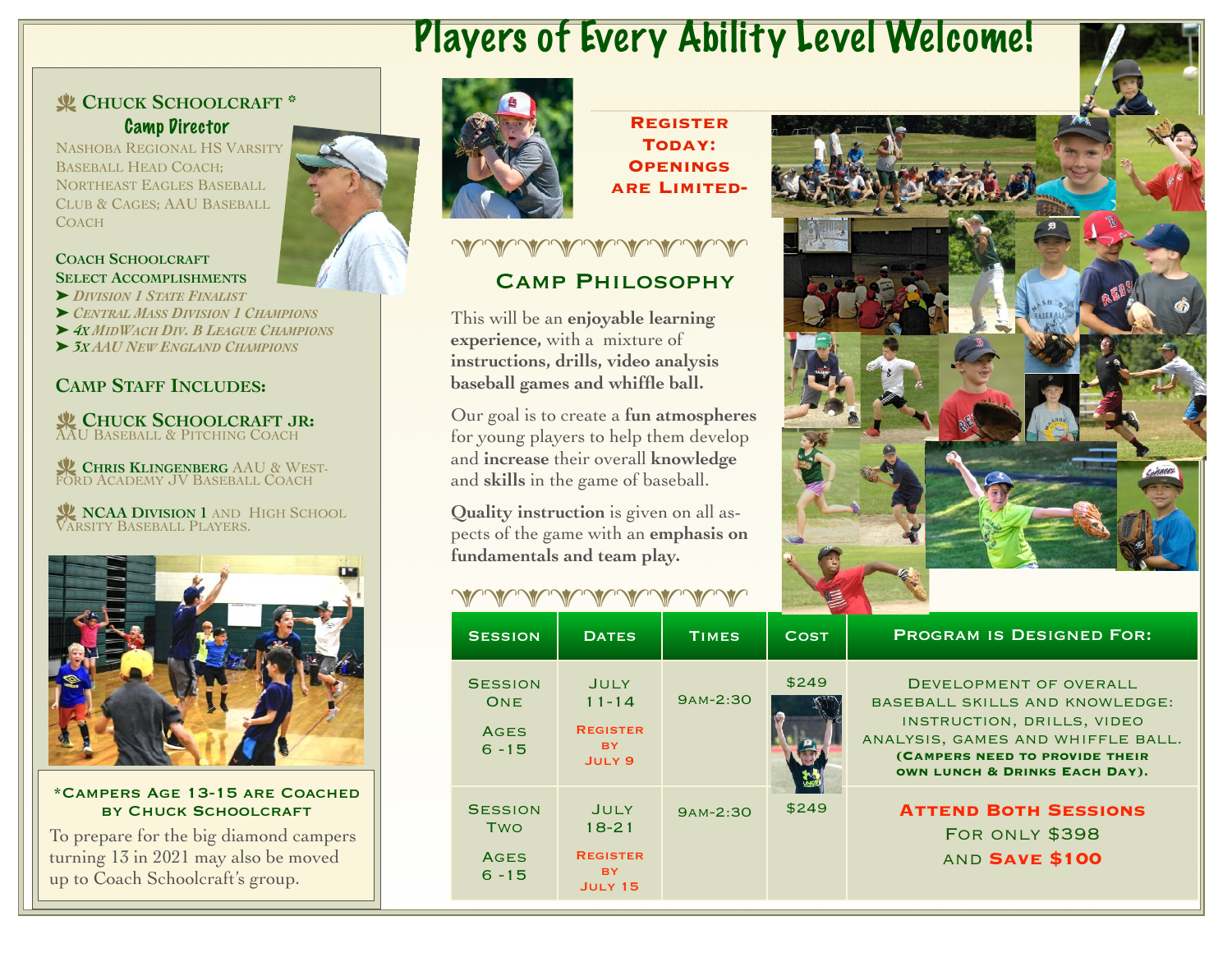# Players of Every Ability Level Welcome!

## Chuck Schoolcraft *

**Camp Director**

Nashoba Regional HS Varsity Baseball Head Coach; Northeast Eagles Baseball Club & Cages; AAU Baseball Coach

**Coach Schoolcraft Select Accomplishments**

- *Division 1 State Finalist*
- *Central Mass Division 1 Champions*
- *4x MidWach Div. B League Champions*
- *3x AAU New England Champions*

## Camp Staff Includes:

**Chuck Schoolcraft Jr:** AAU Baseball & Pitching Coach

**Chris Klingenberg** AAU & Westford Academy JV Baseball Coach

**NCAA Division 1** and High School Varsity Baseball Players.

**\*Campers Age 13-15 are Coached by Chuck Schoolcraft**

To prepare for the big diamond campers turning 13 in 2021 may also be moved up to Coach Schoolcraft's group.

**Register Today: Openings are Limited-**

## Camp Philosophy

This will be an **enjoyable learning experience,** with a mixture of **instructions, drills, video analysis baseball games and whiffle ball.**

Our goal is to create a **fun atmospheres** for young players to help them develop and **increase** their overall **knowledge** and **skills** in the game of baseball.

**Quality instruction** is given on all aspects of the game with an **emphasis on fundamentals and team play.**

| Session | Dates | Times | Cost | Program is Designed For: |
|---|---|---|---|---|
| Session One<br><br>Ages 6 -15 | July 11-14<br><br>Register by July 9 | 9am-2:30 | $249 | Development of overall baseball skills and knowledge: instruction, drills, video analysis, games and whiffle ball. **(Campers need to provide their own lunch & drinks each day).** |
| Session Two<br><br>Ages 6 -15 | July 18-21<br><br>Register by July 15 | 9am-2:30 | $249 | **Attend Both Sessions** For only $398 and **Save $100** |